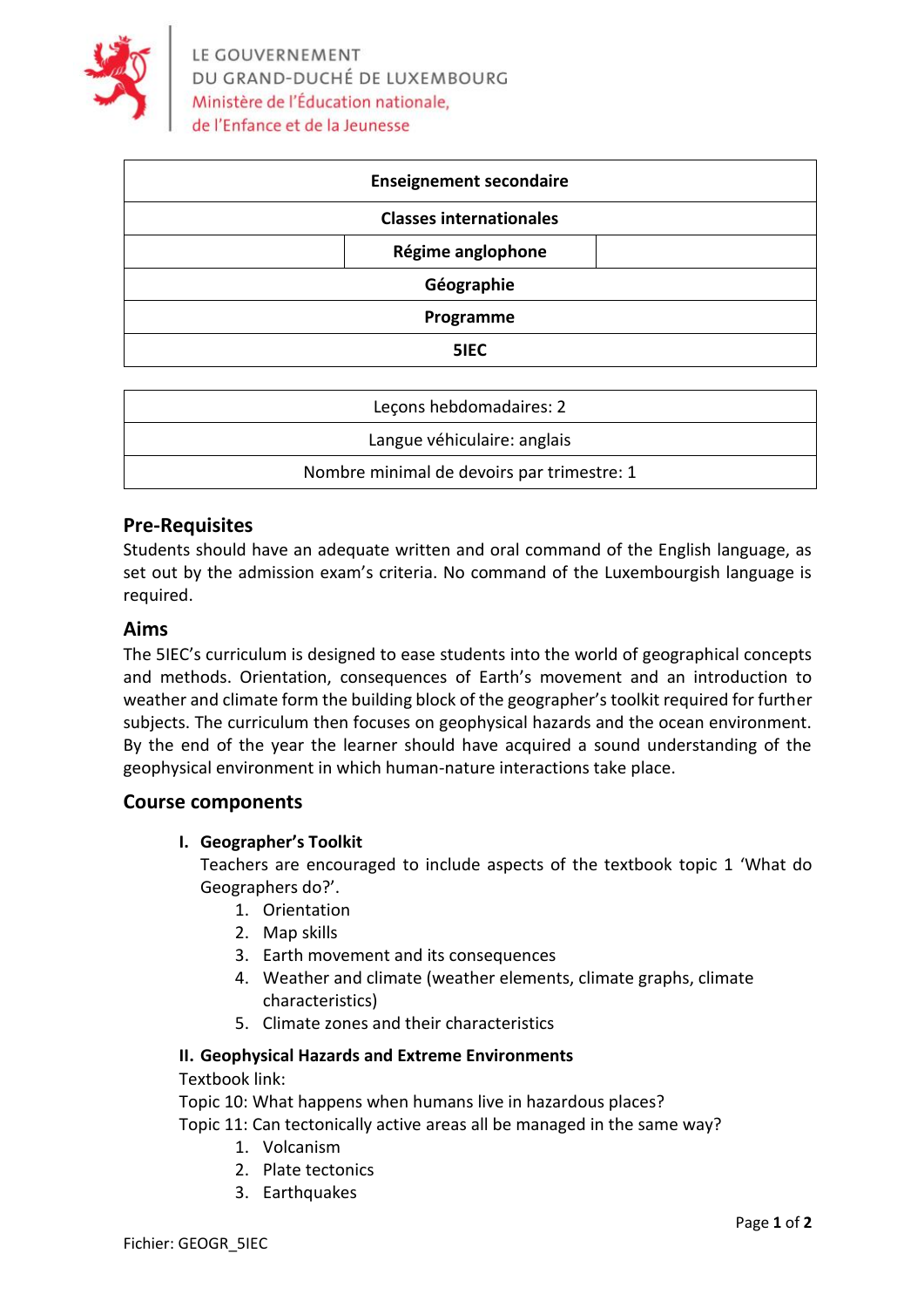LE GOUVERNEMENT
DU GRAND-DUCHÉ DE LUXEMBOURG
Ministère de l'Éducation nationale,
de l'Enfance et de la Jeunesse

| **Enseignement secondaire** |
|---|
| **Classes internationales** |
| **Régime anglophone** |
| **Géographie** |
| **Programme** |
| **5IEC** |

| Leçons hebdomadaires: 2 |
|---|
| Langue véhiculaire: anglais |
| Nombre minimal de devoirs par trimestre: 1 |

## Pre-Requisites

Students should have an adequate written and oral command of the English language, as set out by the admission exam's criteria. No command of the Luxembourgish language is required.

## Aims

The 5IEC's curriculum is designed to ease students into the world of geographical concepts and methods. Orientation, consequences of Earth's movement and an introduction to weather and climate form the building block of the geographer's toolkit required for further subjects. The curriculum then focuses on geophysical hazards and the ocean environment. By the end of the year the learner should have acquired a sound understanding of the geophysical environment in which human-nature interactions take place.

## Course components

### I. Geographer's Toolkit

Teachers are encouraged to include aspects of the textbook topic 1 'What do Geographers do?'.

1. Orientation
2. Map skills
3. Earth movement and its consequences
4. Weather and climate (weather elements, climate graphs, climate characteristics)
5. Climate zones and their characteristics

### II. Geophysical Hazards and Extreme Environments

Textbook link:
Topic 10: What happens when humans live in hazardous places?
Topic 11: Can tectonically active areas all be managed in the same way?

1. Volcanism
2. Plate tectonics
3. Earthquakes

Fichier: GEOGR_5IEC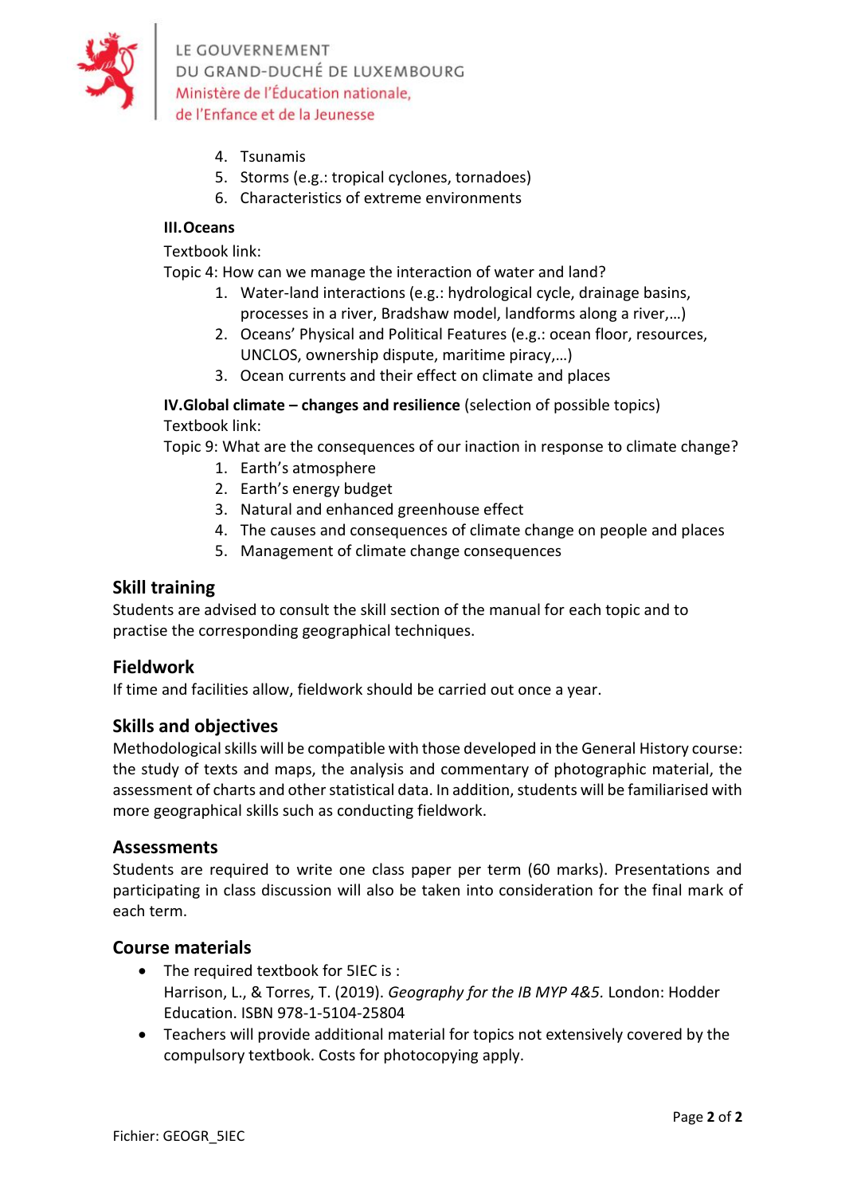4. Tsunamis
5. Storms (e.g.: tropical cyclones, tornadoes)
6. Characteristics of extreme environments

**III. Oceans**

Textbook link:

Topic 4: How can we manage the interaction of water and land?

1. Water-land interactions (e.g.: hydrological cycle, drainage basins, processes in a river, Bradshaw model, landforms along a river,…)
2. Oceans' Physical and Political Features (e.g.: ocean floor, resources, UNCLOS, ownership dispute, maritime piracy,…)
3. Ocean currents and their effect on climate and places

**IV. Global climate – changes and resilience** (selection of possible topics)

Textbook link:

Topic 9: What are the consequences of our inaction in response to climate change?

1. Earth's atmosphere
2. Earth's energy budget
3. Natural and enhanced greenhouse effect
4. The causes and consequences of climate change on people and places
5. Management of climate change consequences

## Skill training

Students are advised to consult the skill section of the manual for each topic and to practise the corresponding geographical techniques.

## Fieldwork

If time and facilities allow, fieldwork should be carried out once a year.

## Skills and objectives

Methodological skills will be compatible with those developed in the General History course: the study of texts and maps, the analysis and commentary of photographic material, the assessment of charts and other statistical data. In addition, students will be familiarised with more geographical skills such as conducting fieldwork.

## Assessments

Students are required to write one class paper per term (60 marks). Presentations and participating in class discussion will also be taken into consideration for the final mark of each term.

## Course materials

- The required textbook for 5IEC is :
  Harrison, L., & Torres, T. (2019). *Geography for the IB MYP 4&5.* London: Hodder Education. ISBN 978-1-5104-25804
- Teachers will provide additional material for topics not extensively covered by the compulsory textbook. Costs for photocopying apply.